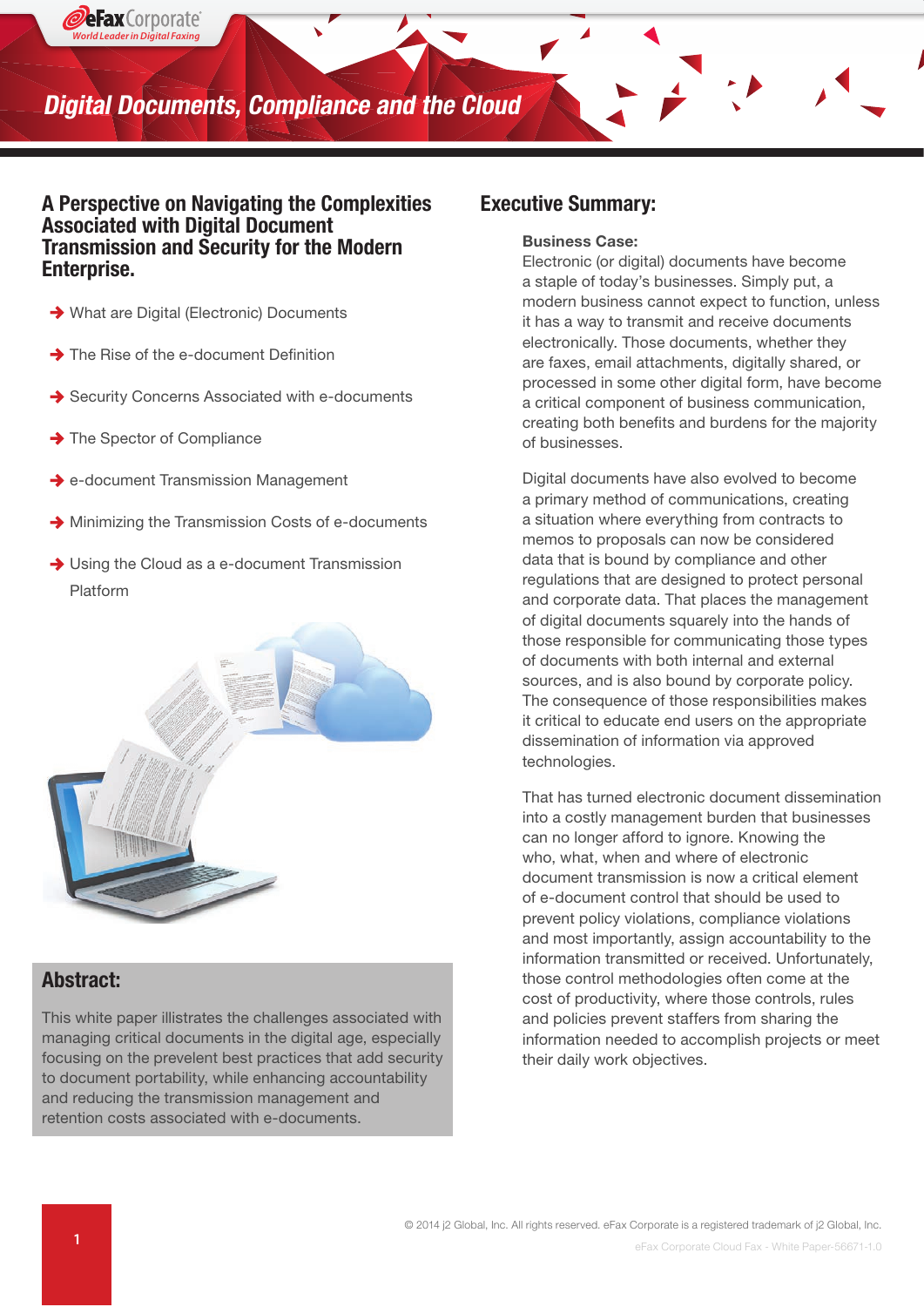# Digital Documents, Compliance and the Cloud

## A Perspective on Navigating the Complexities Associated with Digital Document Transmission and Security for the Modern Enterprise.

- What are Digital (Electronic) Documents
- The Rise of the e-document Definition
- Security Concerns Associated with e-documents
- The Spector of Compliance
- e-document Transmission Management
- Minimizing the Transmission Costs of e-documents
- Using the Cloud as a e-document Transmission Platform

## Abstract:

This white paper illustrates the challenges associated with managing critical documents in the digital age, especially focusing on the prevelent best practices that add security to document portability, while enhancing accountability and reducing the transmission management and retention costs associated with e-documents.

## Executive Summary:

**Business Case:**

Electronic (or digital) documents have become a staple of today's businesses. Simply put, a modern business cannot expect to function, unless it has a way to transmit and receive documents electronically. Those documents, whether they are faxes, email attachments, digitally shared, or processed in some other digital form, have become a critical component of business communication, creating both benefits and burdens for the majority of businesses.

Digital documents have also evolved to become a primary method of communications, creating a situation where everything from contracts to memos to proposals can now be considered data that is bound by compliance and other regulations that are designed to protect personal and corporate data. That places the management of digital documents squarely into the hands of those responsible for communicating those types of documents with both internal and external sources, and is also bound by corporate policy. The consequence of those responsibilities makes it critical to educate end users on the appropriate dissemination of information via approved technologies.

That has turned electronic document dissemination into a costly management burden that businesses can no longer afford to ignore. Knowing the who, what, when and where of electronic document transmission is now a critical element of e-document control that should be used to prevent policy violations, compliance violations and most importantly, assign accountability to the information transmitted or received. Unfortunately, those control methodologies often come at the cost of productivity, where those controls, rules and policies prevent staffers from sharing the information needed to accomplish projects or meet their daily work objectives.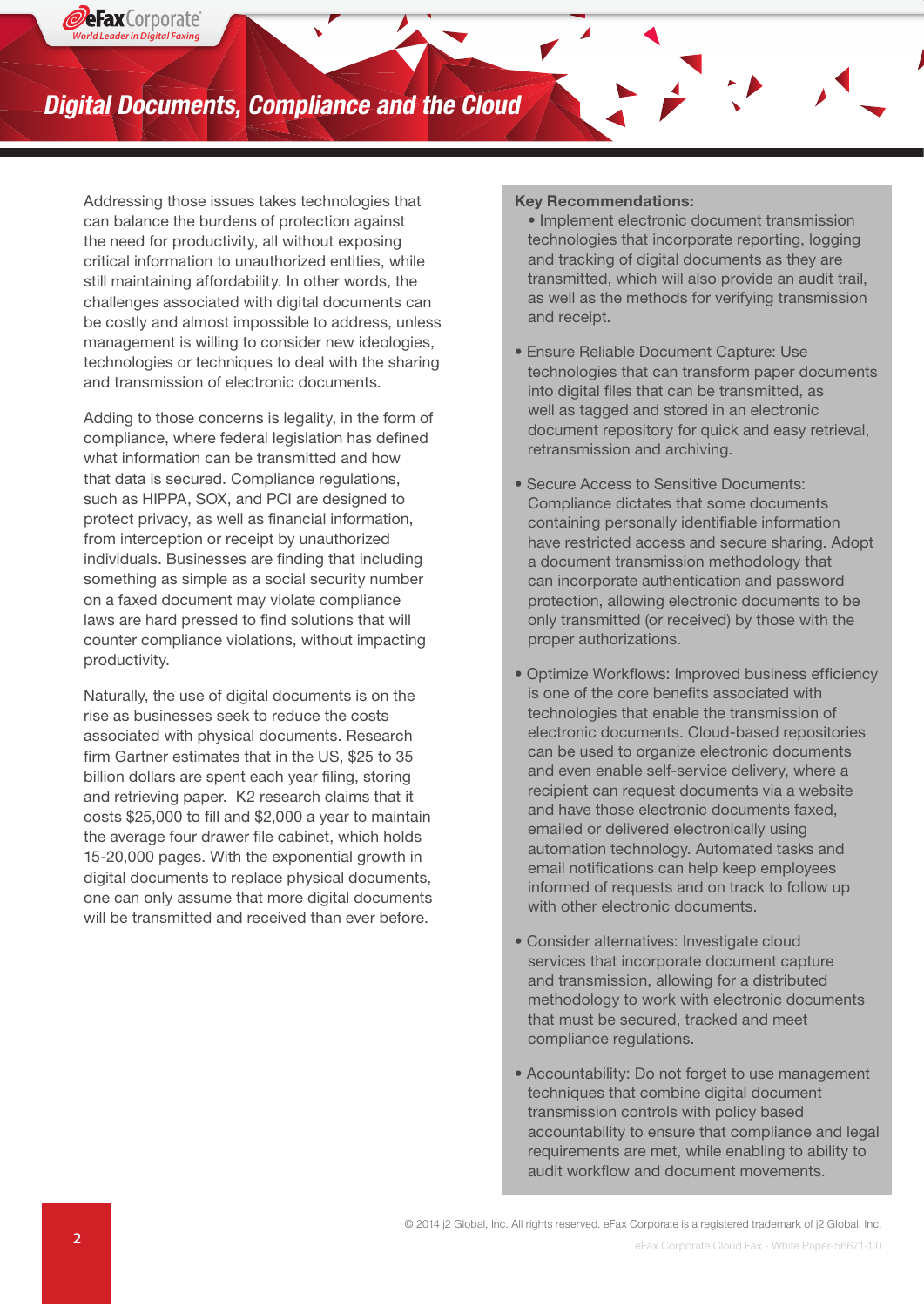Addressing those issues takes technologies that can balance the burdens of protection against the need for productivity, all without exposing critical information to unauthorized entities, while still maintaining affordability. In other words, the challenges associated with digital documents can be costly and almost impossible to address, unless management is willing to consider new ideologies, technologies or techniques to deal with the sharing and transmission of electronic documents.

Adding to those concerns is legality, in the form of compliance, where federal legislation has defined what information can be transmitted and how that data is secured. Compliance regulations, such as HIPPA, SOX, and PCI are designed to protect privacy, as well as financial information, from interception or receipt by unauthorized individuals. Businesses are finding that including something as simple as a social security number on a faxed document may violate compliance laws are hard pressed to find solutions that will counter compliance violations, without impacting productivity.

Naturally, the use of digital documents is on the rise as businesses seek to reduce the costs associated with physical documents. Research firm Gartner estimates that in the US, $25 to 35 billion dollars are spent each year filing, storing and retrieving paper. K2 research claims that it costs $25,000 to fill and $2,000 a year to maintain the average four drawer file cabinet, which holds 15-20,000 pages. With the exponential growth in digital documents to replace physical documents, one can only assume that more digital documents will be transmitted and received than ever before.

**Key Recommendations:**

- Implement electronic document transmission technologies that incorporate reporting, logging and tracking of digital documents as they are transmitted, which will also provide an audit trail, as well as the methods for verifying transmission and receipt.
- Ensure Reliable Document Capture: Use technologies that can transform paper documents into digital files that can be transmitted, as well as tagged and stored in an electronic document repository for quick and easy retrieval, retransmission and archiving.
- Secure Access to Sensitive Documents: Compliance dictates that some documents containing personally identifiable information have restricted access and secure sharing. Adopt a document transmission methodology that can incorporate authentication and password protection, allowing electronic documents to be only transmitted (or received) by those with the proper authorizations.
- Optimize Workflows: Improved business efficiency is one of the core benefits associated with technologies that enable the transmission of electronic documents. Cloud-based repositories can be used to organize electronic documents and even enable self-service delivery, where a recipient can request documents via a website and have those electronic documents faxed, emailed or delivered electronically using automation technology. Automated tasks and email notifications can help keep employees informed of requests and on track to follow up with other electronic documents.
- Consider alternatives: Investigate cloud services that incorporate document capture and transmission, allowing for a distributed methodology to work with electronic documents that must be secured, tracked and meet compliance regulations.
- Accountability: Do not forget to use management techniques that combine digital document transmission controls with policy based accountability to ensure that compliance and legal requirements are met, while enabling to ability to audit workflow and document movements.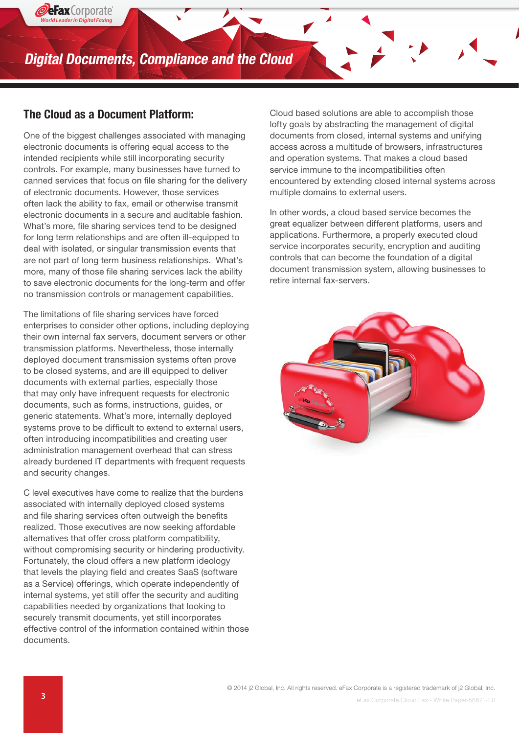## The Cloud as a Document Platform:

One of the biggest challenges associated with managing electronic documents is offering equal access to the intended recipients while still incorporating security controls. For example, many businesses have turned to canned services that focus on file sharing for the delivery of electronic documents. However, those services often lack the ability to fax, email or otherwise transmit electronic documents in a secure and auditable fashion. What's more, file sharing services tend to be designed for long term relationships and are often ill-equipped to deal with isolated, or singular transmission events that are not part of long term business relationships. What's more, many of those file sharing services lack the ability to save electronic documents for the long-term and offer no transmission controls or management capabilities.

The limitations of file sharing services have forced enterprises to consider other options, including deploying their own internal fax servers, document servers or other transmission platforms. Nevertheless, those internally deployed document transmission systems often prove to be closed systems, and are ill equipped to deliver documents with external parties, especially those that may only have infrequent requests for electronic documents, such as forms, instructions, guides, or generic statements. What's more, internally deployed systems prove to be difficult to extend to external users, often introducing incompatibilities and creating user administration management overhead that can stress already burdened IT departments with frequent requests and security changes.

C level executives have come to realize that the burdens associated with internally deployed closed systems and file sharing services often outweigh the benefits realized. Those executives are now seeking affordable alternatives that offer cross platform compatibility, without compromising security or hindering productivity. Fortunately, the cloud offers a new platform ideology that levels the playing field and creates SaaS (software as a Service) offerings, which operate independently of internal systems, yet still offer the security and auditing capabilities needed by organizations that looking to securely transmit documents, yet still incorporates effective control of the information contained within those documents.

Cloud based solutions are able to accomplish those lofty goals by abstracting the management of digital documents from closed, internal systems and unifying access across a multitude of browsers, infrastructures and operation systems. That makes a cloud based service immune to the incompatibilities often encountered by extending closed internal systems across multiple domains to external users.

In other words, a cloud based service becomes the great equalizer between different platforms, users and applications. Furthermore, a properly executed cloud service incorporates security, encryption and auditing controls that can become the foundation of a digital document transmission system, allowing businesses to retire internal fax-servers.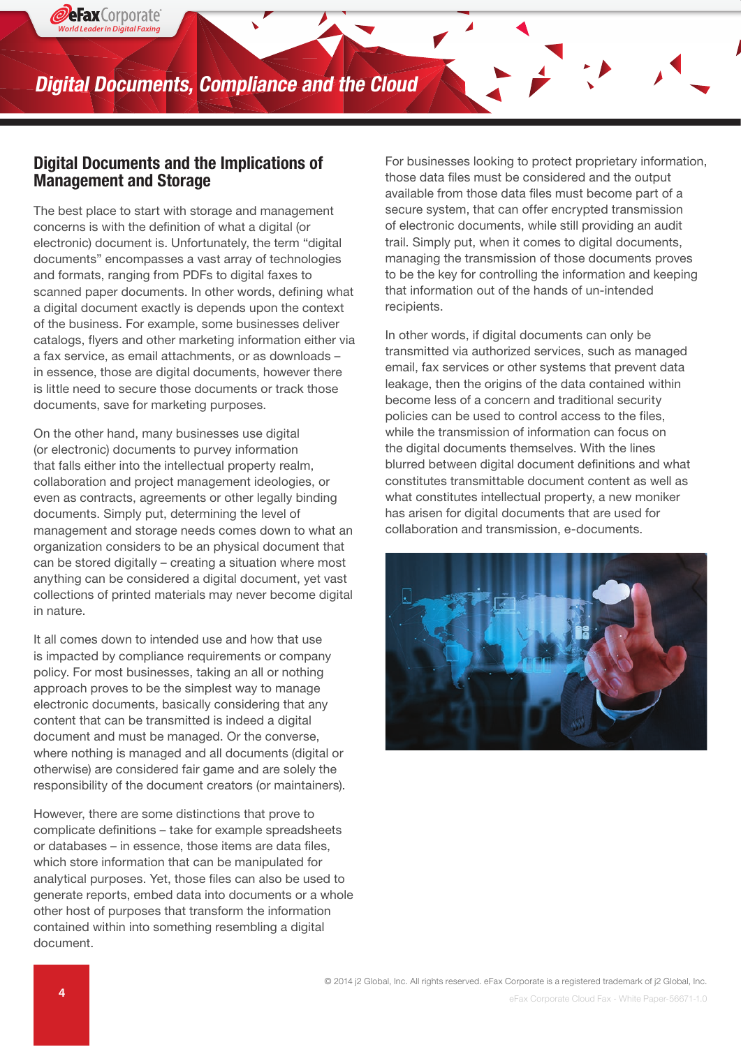## Digital Documents and the Implications of Management and Storage

The best place to start with storage and management concerns is with the definition of what a digital (or electronic) document is. Unfortunately, the term "digital documents" encompasses a vast array of technologies and formats, ranging from PDFs to digital faxes to scanned paper documents. In other words, defining what a digital document exactly is depends upon the context of the business. For example, some businesses deliver catalogs, flyers and other marketing information either via a fax service, as email attachments, or as downloads – in essence, those are digital documents, however there is little need to secure those documents or track those documents, save for marketing purposes.

On the other hand, many businesses use digital (or electronic) documents to purvey information that falls either into the intellectual property realm, collaboration and project management ideologies, or even as contracts, agreements or other legally binding documents. Simply put, determining the level of management and storage needs comes down to what an organization considers to be an physical document that can be stored digitally – creating a situation where most anything can be considered a digital document, yet vast collections of printed materials may never become digital in nature.

It all comes down to intended use and how that use is impacted by compliance requirements or company policy. For most businesses, taking an all or nothing approach proves to be the simplest way to manage electronic documents, basically considering that any content that can be transmitted is indeed a digital document and must be managed. Or the converse, where nothing is managed and all documents (digital or otherwise) are considered fair game and are solely the responsibility of the document creators (or maintainers).

However, there are some distinctions that prove to complicate definitions – take for example spreadsheets or databases – in essence, those items are data files, which store information that can be manipulated for analytical purposes. Yet, those files can also be used to generate reports, embed data into documents or a whole other host of purposes that transform the information contained within into something resembling a digital document.

For businesses looking to protect proprietary information, those data files must be considered and the output available from those data files must become part of a secure system, that can offer encrypted transmission of electronic documents, while still providing an audit trail. Simply put, when it comes to digital documents, managing the transmission of those documents proves to be the key for controlling the information and keeping that information out of the hands of un-intended recipients.

In other words, if digital documents can only be transmitted via authorized services, such as managed email, fax services or other systems that prevent data leakage, then the origins of the data contained within become less of a concern and traditional security policies can be used to control access to the files, while the transmission of information can focus on the digital documents themselves. With the lines blurred between digital document definitions and what constitutes transmittable document content as well as what constitutes intellectual property, a new moniker has arisen for digital documents that are used for collaboration and transmission, e-documents.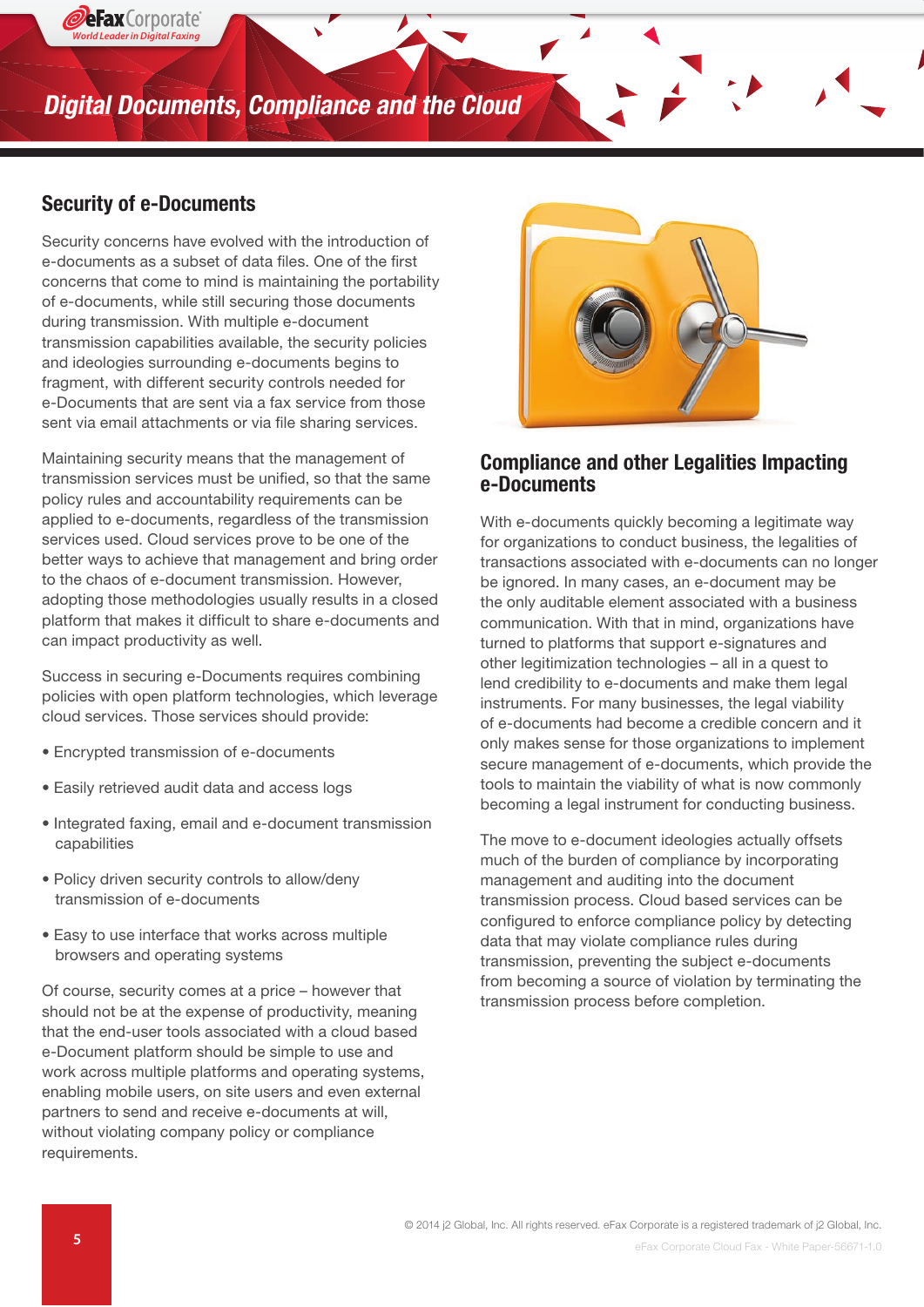## Security of e-Documents

Security concerns have evolved with the introduction of e-documents as a subset of data files. One of the first concerns that come to mind is maintaining the portability of e-documents, while still securing those documents during transmission. With multiple e-document transmission capabilities available, the security policies and ideologies surrounding e-documents begins to fragment, with different security controls needed for e-Documents that are sent via a fax service from those sent via email attachments or via file sharing services.

Maintaining security means that the management of transmission services must be unified, so that the same policy rules and accountability requirements can be applied to e-documents, regardless of the transmission services used. Cloud services prove to be one of the better ways to achieve that management and bring order to the chaos of e-document transmission. However, adopting those methodologies usually results in a closed platform that makes it difficult to share e-documents and can impact productivity as well.

Success in securing e-Documents requires combining policies with open platform technologies, which leverage cloud services. Those services should provide:

- Encrypted transmission of e-documents
- Easily retrieved audit data and access logs
- Integrated faxing, email and e-document transmission capabilities
- Policy driven security controls to allow/deny transmission of e-documents
- Easy to use interface that works across multiple browsers and operating systems

Of course, security comes at a price – however that should not be at the expense of productivity, meaning that the end-user tools associated with a cloud based e-Document platform should be simple to use and work across multiple platforms and operating systems, enabling mobile users, on site users and even external partners to send and receive e-documents at will, without violating company policy or compliance requirements.

## Compliance and other Legalities Impacting e-Documents

With e-documents quickly becoming a legitimate way for organizations to conduct business, the legalities of transactions associated with e-documents can no longer be ignored. In many cases, an e-document may be the only auditable element associated with a business communication. With that in mind, organizations have turned to platforms that support e-signatures and other legitimization technologies – all in a quest to lend credibility to e-documents and make them legal instruments. For many businesses, the legal viability of e-documents had become a credible concern and it only makes sense for those organizations to implement secure management of e-documents, which provide the tools to maintain the viability of what is now commonly becoming a legal instrument for conducting business.

The move to e-document ideologies actually offsets much of the burden of compliance by incorporating management and auditing into the document transmission process. Cloud based services can be configured to enforce compliance policy by detecting data that may violate compliance rules during transmission, preventing the subject e-documents from becoming a source of violation by terminating the transmission process before completion.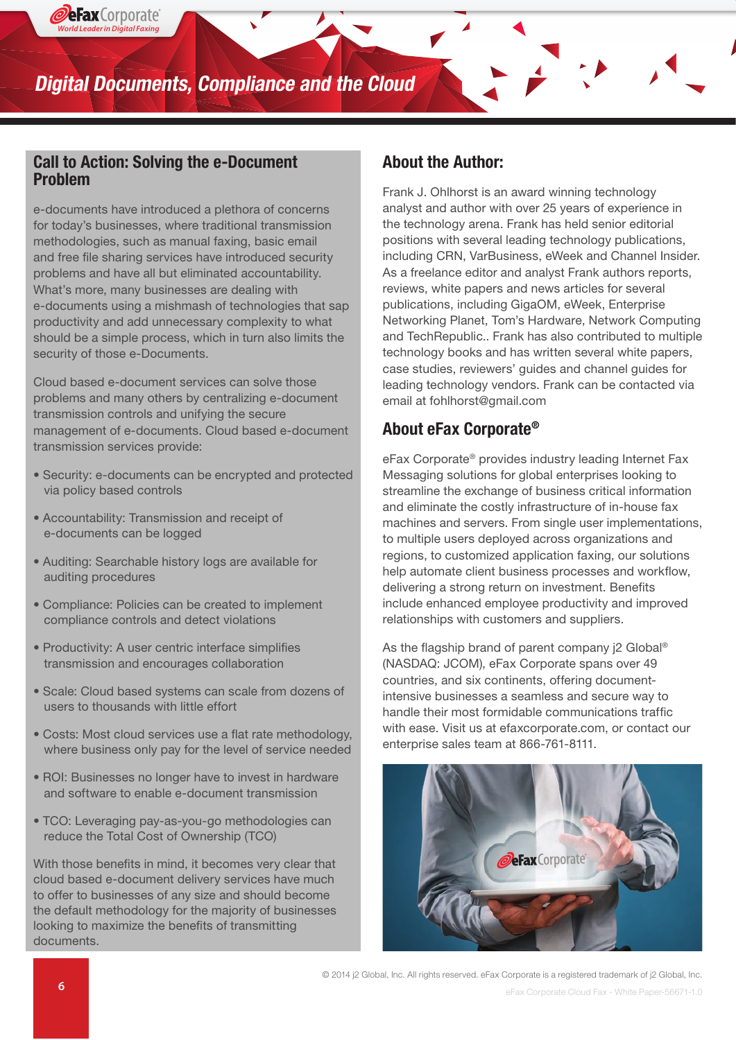## Call to Action: Solving the e-Document Problem

e-documents have introduced a plethora of concerns for today's businesses, where traditional transmission methodologies, such as manual faxing, basic email and free file sharing services have introduced security problems and have all but eliminated accountability. What's more, many businesses are dealing with e-documents using a mishmash of technologies that sap productivity and add unnecessary complexity to what should be a simple process, which in turn also limits the security of those e-Documents.

Cloud based e-document services can solve those problems and many others by centralizing e-document transmission controls and unifying the secure management of e-documents. Cloud based e-document transmission services provide:

- Security: e-documents can be encrypted and protected via policy based controls
- Accountability: Transmission and receipt of e-documents can be logged
- Auditing: Searchable history logs are available for auditing procedures
- Compliance: Policies can be created to implement compliance controls and detect violations
- Productivity: A user centric interface simplifies transmission and encourages collaboration
- Scale: Cloud based systems can scale from dozens of users to thousands with little effort
- Costs: Most cloud services use a flat rate methodology, where business only pay for the level of service needed
- ROI: Businesses no longer have to invest in hardware and software to enable e-document transmission
- TCO: Leveraging pay-as-you-go methodologies can reduce the Total Cost of Ownership (TCO)

With those benefits in mind, it becomes very clear that cloud based e-document delivery services have much to offer to businesses of any size and should become the default methodology for the majority of businesses looking to maximize the benefits of transmitting documents.

## About the Author:

Frank J. Ohlhorst is an award winning technology analyst and author with over 25 years of experience in the technology arena. Frank has held senior editorial positions with several leading technology publications, including CRN, VarBusiness, eWeek and Channel Insider. As a freelance editor and analyst Frank authors reports, reviews, white papers and news articles for several publications, including GigaOM, eWeek, Enterprise Networking Planet, Tom's Hardware, Network Computing and TechRepublic.. Frank has also contributed to multiple technology books and has written several white papers, case studies, reviewers' guides and channel guides for leading technology vendors. Frank can be contacted via email at fohlhorst@gmail.com

## About eFax Corporate®

eFax Corporate® provides industry leading Internet Fax Messaging solutions for global enterprises looking to streamline the exchange of business critical information and eliminate the costly infrastructure of in-house fax machines and servers. From single user implementations, to multiple users deployed across organizations and regions, to customized application faxing, our solutions help automate client business processes and workflow, delivering a strong return on investment. Benefits include enhanced employee productivity and improved relationships with customers and suppliers.

As the flagship brand of parent company j2 Global® (NASDAQ: JCOM), eFax Corporate spans over 49 countries, and six continents, offering document-intensive businesses a seamless and secure way to handle their most formidable communications traffic with ease. Visit us at efaxcorporate.com, or contact our enterprise sales team at 866-761-8111.

© 2014 j2 Global, Inc. All rights reserved. eFax Corporate is a registered trademark of j2 Global, Inc.

eFax Corporate Cloud Fax - White Paper-56671-1.0